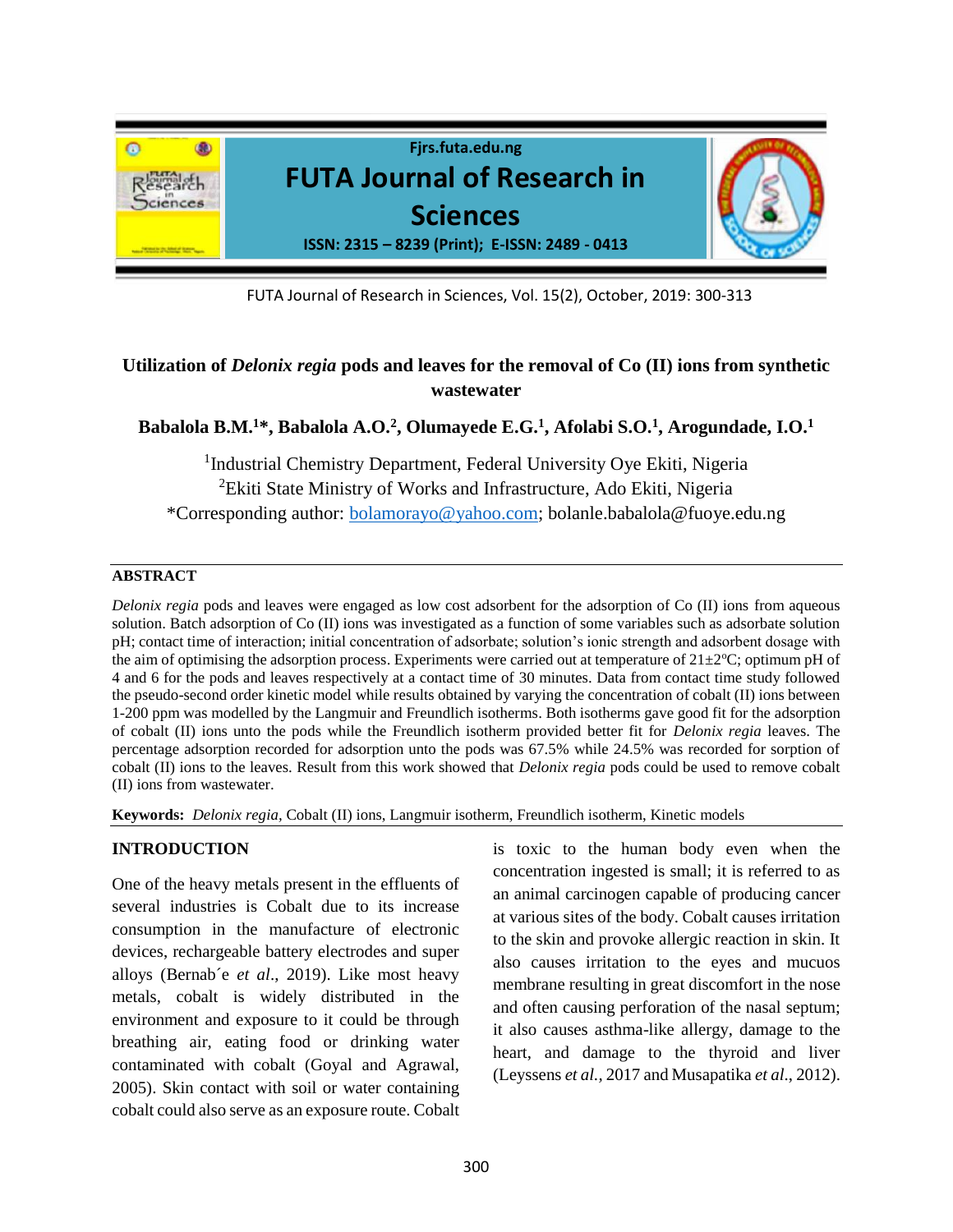# Utilization of *Delonix regia* pods and leaves for the removal of Co (II) ions from synthetic wastewater

**Babalola B.M.[1]\*, Babalola A.O.[2], Olumayede E.G.[1], Afolabi S.O.[1], Arogundade, I.O.[1]**

[1]Industrial Chemistry Department, Federal University Oye Ekiti, Nigeria
[2]Ekiti State Ministry of Works and Infrastructure, Ado Ekiti, Nigeria
*Corresponding author: bolamorayo@yahoo.com; bolanle.babalola@fuoye.edu.ng

## ABSTRACT

*Delonix regia* pods and leaves were engaged as low cost adsorbent for the adsorption of Co (II) ions from aqueous solution. Batch adsorption of Co (II) ions was investigated as a function of some variables such as adsorbate solution pH; contact time of interaction; initial concentration of adsorbate; solution's ionic strength and adsorbent dosage with the aim of optimising the adsorption process. Experiments were carried out at temperature of 21±2°C; optimum pH of 4 and 6 for the pods and leaves respectively at a contact time of 30 minutes. Data from contact time study followed the pseudo-second order kinetic model while results obtained by varying the concentration of cobalt (II) ions between 1-200 ppm was modelled by the Langmuir and Freundlich isotherms. Both isotherms gave good fit for the adsorption of cobalt (II) ions unto the pods while the Freundlich isotherm provided better fit for *Delonix regia* leaves. The percentage adsorption recorded for adsorption unto the pods was 67.5% while 24.5% was recorded for sorption of cobalt (II) ions to the leaves. Result from this work showed that *Delonix regia* pods could be used to remove cobalt (II) ions from wastewater.

**Keywords:** *Delonix regia*, Cobalt (II) ions, Langmuir isotherm, Freundlich isotherm, Kinetic models

## INTRODUCTION

One of the heavy metals present in the effluents of several industries is Cobalt due to its increase consumption in the manufacture of electronic devices, rechargeable battery electrodes and super alloys (Bernab´e *et al*., 2019). Like most heavy metals, cobalt is widely distributed in the environment and exposure to it could be through breathing air, eating food or drinking water contaminated with cobalt (Goyal and Agrawal, 2005). Skin contact with soil or water containing cobalt could also serve as an exposure route. Cobalt is toxic to the human body even when the concentration ingested is small; it is referred to as an animal carcinogen capable of producing cancer at various sites of the body. Cobalt causes irritation to the skin and provoke allergic reaction in skin. It also causes irritation to the eyes and mucuos membrane resulting in great discomfort in the nose and often causing perforation of the nasal septum; it also causes asthma-like allergy, damage to the heart, and damage to the thyroid and liver (Leyssens *et al.*, 2017 and Musapatika *et al*., 2012).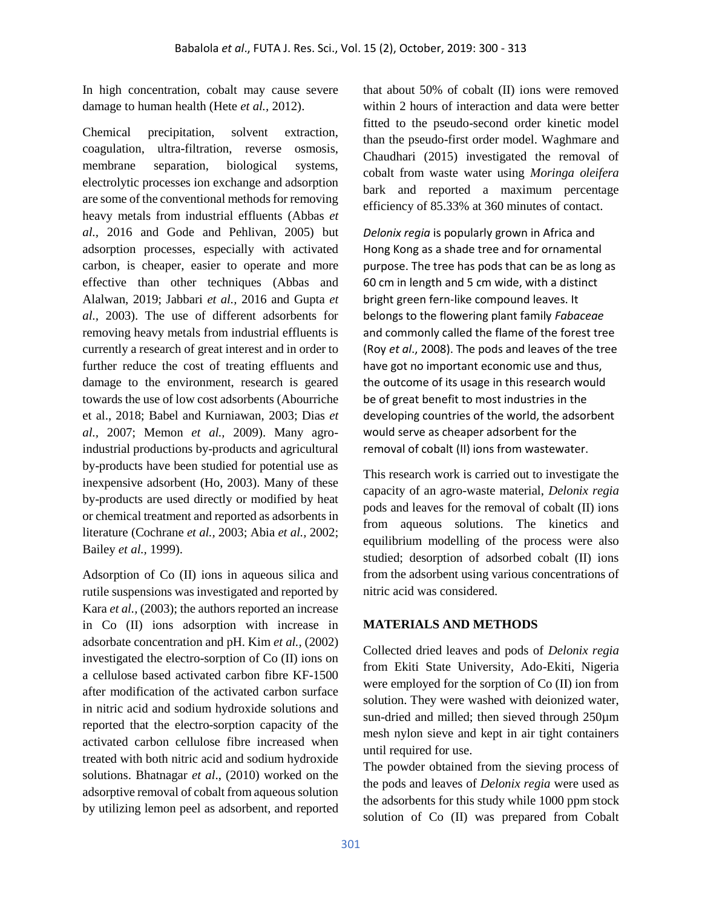In high concentration, cobalt may cause severe damage to human health (Hete *et al.*, 2012).

Chemical precipitation, solvent extraction, coagulation, ultra-filtration, reverse osmosis, membrane separation, biological systems, electrolytic processes ion exchange and adsorption are some of the conventional methods for removing heavy metals from industrial effluents (Abbas *et al.*, 2016 and Gode and Pehlivan, 2005) but adsorption processes, especially with activated carbon, is cheaper, easier to operate and more effective than other techniques (Abbas and Alalwan, 2019; Jabbari *et al.*, 2016 and Gupta *et al.*, 2003). The use of different adsorbents for removing heavy metals from industrial effluents is currently a research of great interest and in order to further reduce the cost of treating effluents and damage to the environment, research is geared towards the use of low cost adsorbents (Abourriche et al., 2018; Babel and Kurniawan, 2003; Dias *et al.*, 2007; Memon *et al.*, 2009). Many agro-industrial productions by-products and agricultural by-products have been studied for potential use as inexpensive adsorbent (Ho, 2003). Many of these by-products are used directly or modified by heat or chemical treatment and reported as adsorbents in literature (Cochrane *et al.*, 2003; Abia *et al.*, 2002; Bailey *et al.*, 1999).

Adsorption of Co (II) ions in aqueous silica and rutile suspensions was investigated and reported by Kara *et al.*, (2003); the authors reported an increase in Co (II) ions adsorption with increase in adsorbate concentration and pH. Kim *et al.*, (2002) investigated the electro-sorption of Co (II) ions on a cellulose based activated carbon fibre KF-1500 after modification of the activated carbon surface in nitric acid and sodium hydroxide solutions and reported that the electro-sorption capacity of the activated carbon cellulose fibre increased when treated with both nitric acid and sodium hydroxide solutions. Bhatnagar *et al*., (2010) worked on the adsorptive removal of cobalt from aqueous solution by utilizing lemon peel as adsorbent, and reported that about 50% of cobalt (II) ions were removed within 2 hours of interaction and data were better fitted to the pseudo-second order kinetic model than the pseudo-first order model. Waghmare and Chaudhari (2015) investigated the removal of cobalt from waste water using *Moringa oleifera* bark and reported a maximum percentage efficiency of 85.33% at 360 minutes of contact.

*Delonix regia* is popularly grown in Africa and Hong Kong as a shade tree and for ornamental purpose. The tree has pods that can be as long as 60 cm in length and 5 cm wide, with a distinct bright green fern-like compound leaves. It belongs to the flowering plant family *Fabaceae* and commonly called the flame of the forest tree (Roy *et al.*, 2008). The pods and leaves of the tree have got no important economic use and thus, the outcome of its usage in this research would be of great benefit to most industries in the developing countries of the world, the adsorbent would serve as cheaper adsorbent for the removal of cobalt (II) ions from wastewater.

This research work is carried out to investigate the capacity of an agro-waste material, *Delonix regia* pods and leaves for the removal of cobalt (II) ions from aqueous solutions. The kinetics and equilibrium modelling of the process were also studied; desorption of adsorbed cobalt (II) ions from the adsorbent using various concentrations of nitric acid was considered.

## MATERIALS AND METHODS

Collected dried leaves and pods of *Delonix regia* from Ekiti State University, Ado-Ekiti, Nigeria were employed for the sorption of Co (II) ion from solution. They were washed with deionized water, sun-dried and milled; then sieved through 250µm mesh nylon sieve and kept in air tight containers until required for use.

The powder obtained from the sieving process of the pods and leaves of *Delonix regia* were used as the adsorbents for this study while 1000 ppm stock solution of Co (II) was prepared from Cobalt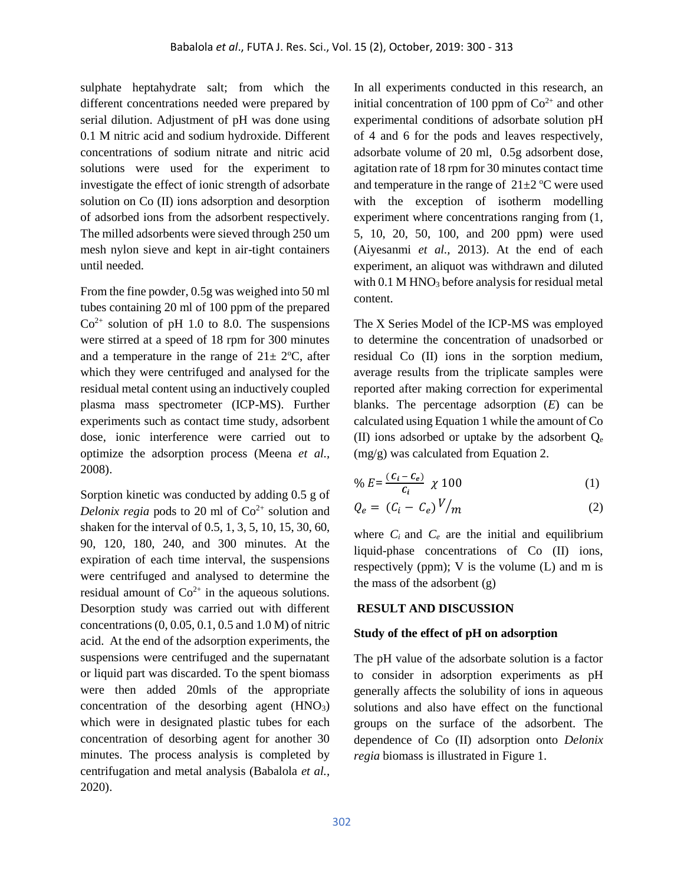sulphate heptahydrate salt; from which the different concentrations needed were prepared by serial dilution. Adjustment of pH was done using 0.1 M nitric acid and sodium hydroxide. Different concentrations of sodium nitrate and nitric acid solutions were used for the experiment to investigate the effect of ionic strength of adsorbate solution on Co (II) ions adsorption and desorption of adsorbed ions from the adsorbent respectively. The milled adsorbents were sieved through 250 um mesh nylon sieve and kept in air-tight containers until needed.

From the fine powder, 0.5g was weighed into 50 ml tubes containing 20 ml of 100 ppm of the prepared $Co^{2+}$ solution of pH 1.0 to 8.0. The suspensions were stirred at a speed of 18 rpm for 300 minutes and a temperature in the range of 21± 2ºC, after which they were centrifuged and analysed for the residual metal content using an inductively coupled plasma mass spectrometer (ICP-MS). Further experiments such as contact time study, adsorbent dose, ionic interference were carried out to optimize the adsorption process (Meena *et al.,* 2008).

Sorption kinetic was conducted by adding 0.5 g of *Delonix regia* pods to 20 ml of $Co^{2+}$ solution and shaken for the interval of 0.5, 1, 3, 5, 10, 15, 30, 60, 90, 120, 180, 240, and 300 minutes. At the expiration of each time interval, the suspensions were centrifuged and analysed to determine the residual amount of $Co^{2+}$ in the aqueous solutions. Desorption study was carried out with different concentrations (0, 0.05, 0.1, 0.5 and 1.0 M) of nitric acid. At the end of the adsorption experiments, the suspensions were centrifuged and the supernatant or liquid part was discarded. To the spent biomass were then added 20mls of the appropriate concentration of the desorbing agent ($HNO_3$) which were in designated plastic tubes for each concentration of desorbing agent for another 30 minutes. The process analysis is completed by centrifugation and metal analysis (Babalola *et al.,* 2020).

In all experiments conducted in this research, an initial concentration of 100 ppm of $Co^{2+}$ and other experimental conditions of adsorbate solution pH of 4 and 6 for the pods and leaves respectively, adsorbate volume of 20 ml, 0.5g adsorbent dose, agitation rate of 18 rpm for 30 minutes contact time and temperature in the range of 21±2 ºC were used with the exception of isotherm modelling experiment where concentrations ranging from (1, 5, 10, 20, 50, 100, and 200 ppm) were used (Aiyesanmi *et al.,* 2013). At the end of each experiment, an aliquot was withdrawn and diluted with 0.1 M $HNO_3$ before analysis for residual metal content.

The X Series Model of the ICP-MS was employed to determine the concentration of unadsorbed or residual Co (II) ions in the sorption medium, average results from the triplicate samples were reported after making correction for experimental blanks. The percentage adsorption (*E*) can be calculated using Equation 1 while the amount of Co (II) ions adsorbed or uptake by the adsorbent $Q_e$ (mg/g) was calculated from Equation 2.

$$\% E = \frac{(C_i - C_e)}{C_i} \chi 100 \quad (1)$$

$$Q_e = (C_i - C_e) V/m \quad (2)$$

where $C_i$ and $C_e$ are the initial and equilibrium liquid-phase concentrations of Co (II) ions, respectively (ppm); V is the volume (L) and m is the mass of the adsorbent (g)

## RESULT AND DISCUSSION

### Study of the effect of pH on adsorption

The pH value of the adsorbate solution is a factor to consider in adsorption experiments as pH generally affects the solubility of ions in aqueous solutions and also have effect on the functional groups on the surface of the adsorbent. The dependence of Co (II) adsorption onto *Delonix regia* biomass is illustrated in Figure 1.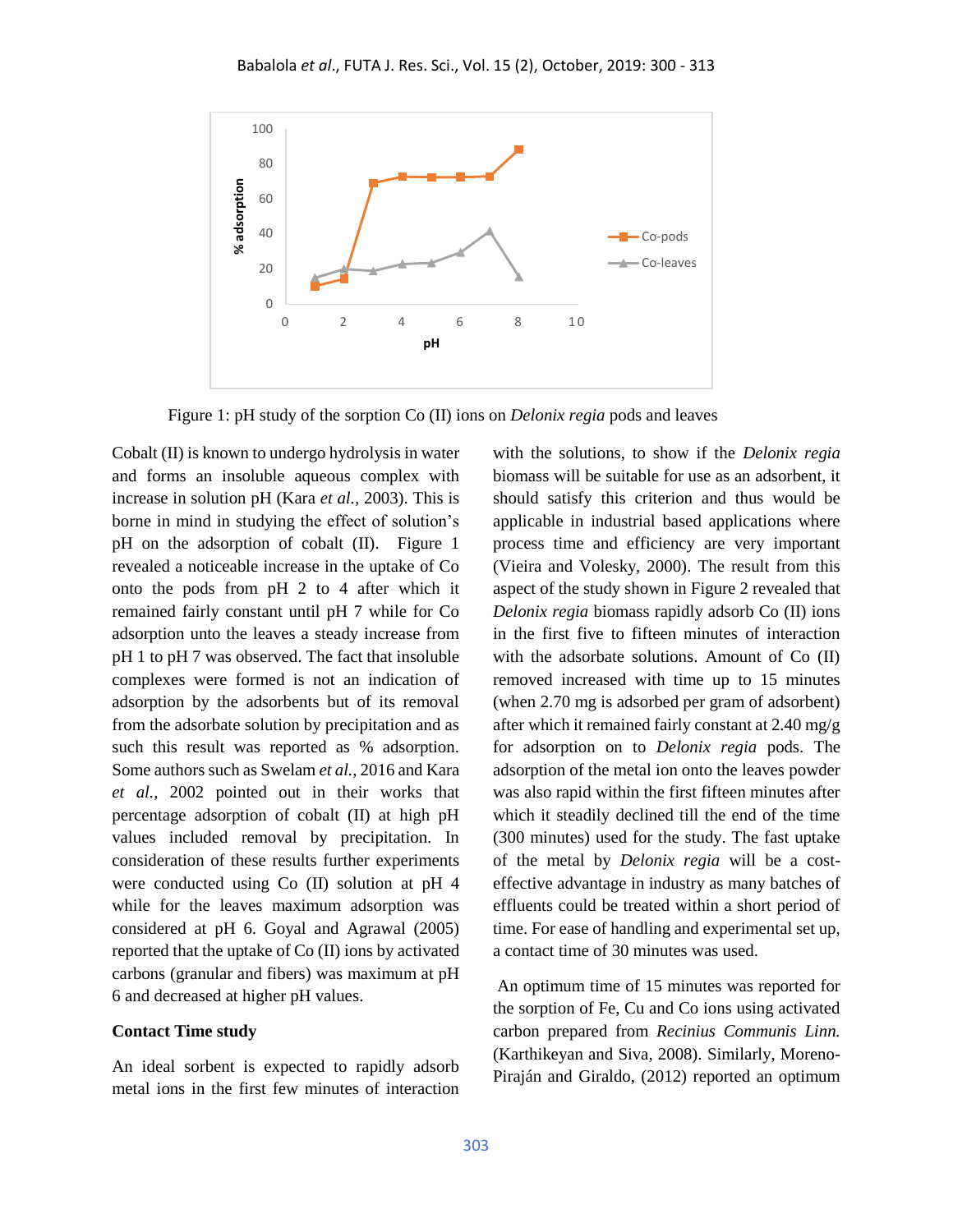Figure 1: pH study of the sorption Co (II) ions on *Delonix regia* pods and leaves

Cobalt (II) is known to undergo hydrolysis in water and forms an insoluble aqueous complex with increase in solution pH (Kara *et al.*, 2003). This is borne in mind in studying the effect of solution's pH on the adsorption of cobalt (II). Figure 1 revealed a noticeable increase in the uptake of Co onto the pods from pH 2 to 4 after which it remained fairly constant until pH 7 while for Co adsorption unto the leaves a steady increase from pH 1 to pH 7 was observed. The fact that insoluble complexes were formed is not an indication of adsorption by the adsorbents but of its removal from the adsorbate solution by precipitation and as such this result was reported as % adsorption. Some authors such as Swelam *et al.*, 2016 and Kara *et al.*, 2002 pointed out in their works that percentage adsorption of cobalt (II) at high pH values included removal by precipitation. In consideration of these results further experiments were conducted using Co (II) solution at pH 4 while for the leaves maximum adsorption was considered at pH 6. Goyal and Agrawal (2005) reported that the uptake of Co (II) ions by activated carbons (granular and fibers) was maximum at pH 6 and decreased at higher pH values.

**Contact Time study**

An ideal sorbent is expected to rapidly adsorb metal ions in the first few minutes of interaction with the solutions, to show if the *Delonix regia* biomass will be suitable for use as an adsorbent, it should satisfy this criterion and thus would be applicable in industrial based applications where process time and efficiency are very important (Vieira and Volesky, 2000). The result from this aspect of the study shown in Figure 2 revealed that *Delonix regia* biomass rapidly adsorb Co (II) ions in the first five to fifteen minutes of interaction with the adsorbate solutions. Amount of Co (II) removed increased with time up to 15 minutes (when 2.70 mg is adsorbed per gram of adsorbent) after which it remained fairly constant at 2.40 mg/g for adsorption on to *Delonix regia* pods. The adsorption of the metal ion onto the leaves powder was also rapid within the first fifteen minutes after which it steadily declined till the end of the time (300 minutes) used for the study. The fast uptake of the metal by *Delonix regia* will be a cost-effective advantage in industry as many batches of effluents could be treated within a short period of time. For ease of handling and experimental set up, a contact time of 30 minutes was used.

An optimum time of 15 minutes was reported for the sorption of Fe, Cu and Co ions using activated carbon prepared from *Recinius Communis Linn.* (Karthikeyan and Siva, 2008). Similarly, Moreno-Piraján and Giraldo, (2012) reported an optimum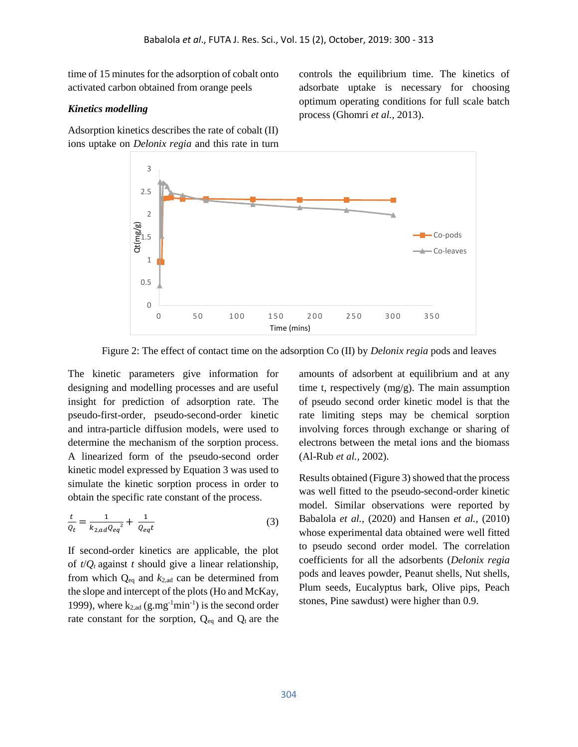time of 15 minutes for the adsorption of cobalt onto activated carbon obtained from orange peels

### *Kinetics modelling*

Adsorption kinetics describes the rate of cobalt (II) ions uptake on *Delonix regia* and this rate in turn controls the equilibrium time. The kinetics of adsorbate uptake is necessary for choosing optimum operating conditions for full scale batch process (Ghomri *et al.*, 2013).

Figure 2: The effect of contact time on the adsorption Co (II) by *Delonix regia* pods and leaves

The kinetic parameters give information for designing and modelling processes and are useful insight for prediction of adsorption rate. The pseudo-first-order, pseudo-second-order kinetic and intra-particle diffusion models, were used to determine the mechanism of the sorption process. A linearized form of the pseudo-second order kinetic model expressed by Equation 3 was used to simulate the kinetic sorption process in order to obtain the specific rate constant of the process.

$$\frac{t}{Q_t} = \frac{1}{k_{2,ad} Q_{eq}^{\ 2}} + \frac{1}{Q_{eq} t} \qquad (3)$$

If second-order kinetics are applicable, the plot of $t/Q_t$ against $t$ should give a linear relationship, from which $Q_{eq}$ and $k_{2,ad}$ can be determined from the slope and intercept of the plots (Ho and McKay, 1999), where $k_{2,ad}$ ($g.mg^{-1}min^{-1}$) is the second order rate constant for the sorption, $Q_{eq}$ and $Q_t$ are the amounts of adsorbent at equilibrium and at any time t, respectively (mg/g). The main assumption of pseudo second order kinetic model is that the rate limiting steps may be chemical sorption involving forces through exchange or sharing of electrons between the metal ions and the biomass (Al-Rub *et al.*, 2002).

Results obtained (Figure 3) showed that the process was well fitted to the pseudo-second-order kinetic model. Similar observations were reported by Babalola *et al.*, (2020) and Hansen *et al.*, (2010) whose experimental data obtained were well fitted to pseudo second order model. The correlation coefficients for all the adsorbents (*Delonix regia* pods and leaves powder, Peanut shells, Nut shells, Plum seeds, Eucalyptus bark, Olive pips, Peach stones, Pine sawdust) were higher than 0.9.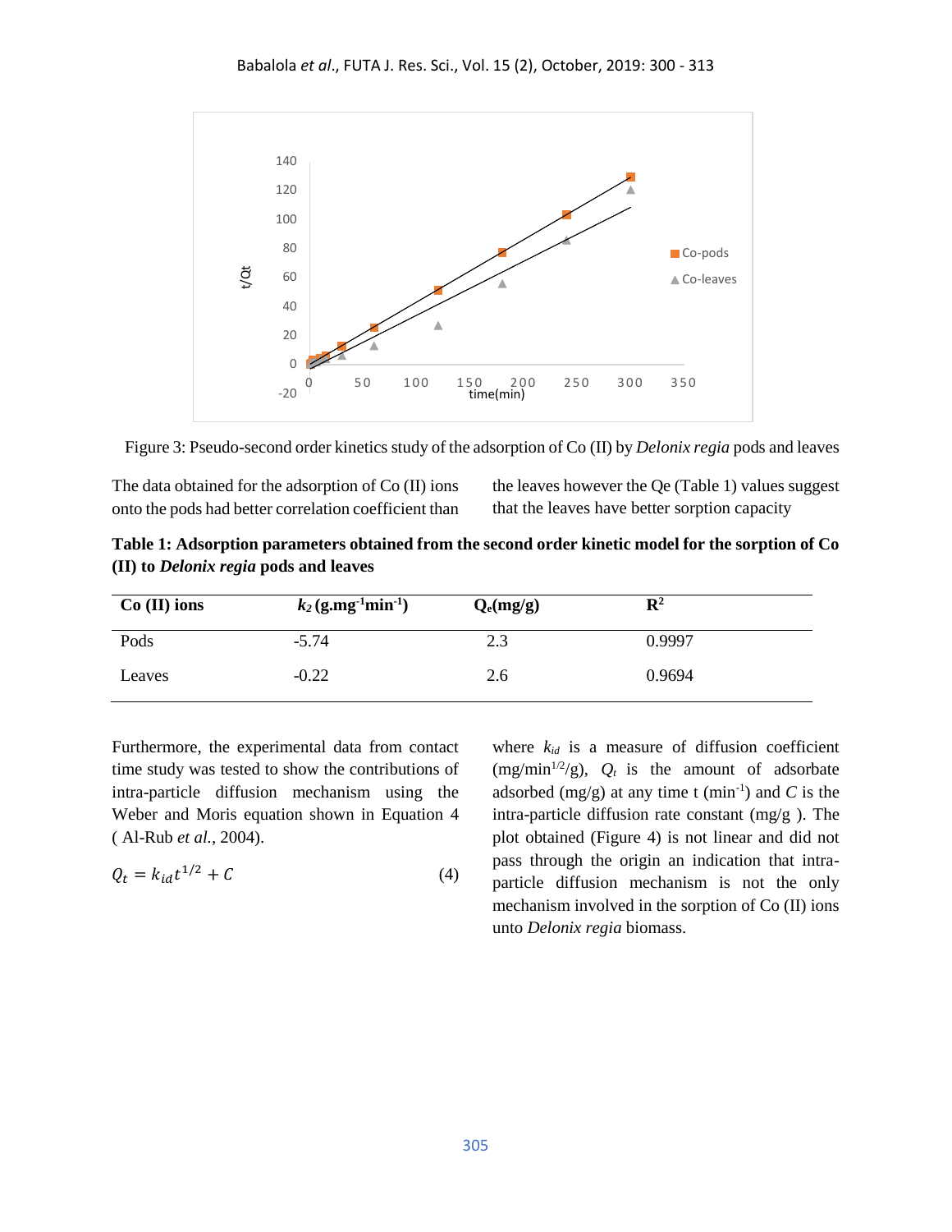Figure 3: Pseudo-second order kinetics study of the adsorption of Co (II) by *Delonix regia* pods and leaves

The data obtained for the adsorption of Co (II) ions onto the pods had better correlation coefficient than the leaves however the Qe (Table 1) values suggest that the leaves have better sorption capacity

**Table 1: Adsorption parameters obtained from the second order kinetic model for the sorption of Co (II) to *Delonix regia* pods and leaves**

| Co (II) ions | $k_2$ (g.mg$^{-1}$min$^{-1}$) | $Q_e$(mg/g) | $R^2$ |
|---|---|---|---|
| Pods | -5.74 | 2.3 | 0.9997 |
| Leaves | -0.22 | 2.6 | 0.9694 |

Furthermore, the experimental data from contact time study was tested to show the contributions of intra-particle diffusion mechanism using the Weber and Moris equation shown in Equation 4 ( Al-Rub *et al.*, 2004).

$$Q_t = k_{id}t^{1/2} + C \quad (4)$$

where $k_{id}$ is a measure of diffusion coefficient (mg/min$^{1/2}$/g), $Q_t$ is the amount of adsorbate adsorbed (mg/g) at any time t (min$^{-1}$) and $C$ is the intra-particle diffusion rate constant (mg/g ). The plot obtained (Figure 4) is not linear and did not pass through the origin an indication that intra-particle diffusion mechanism is not the only mechanism involved in the sorption of Co (II) ions unto *Delonix regia* biomass.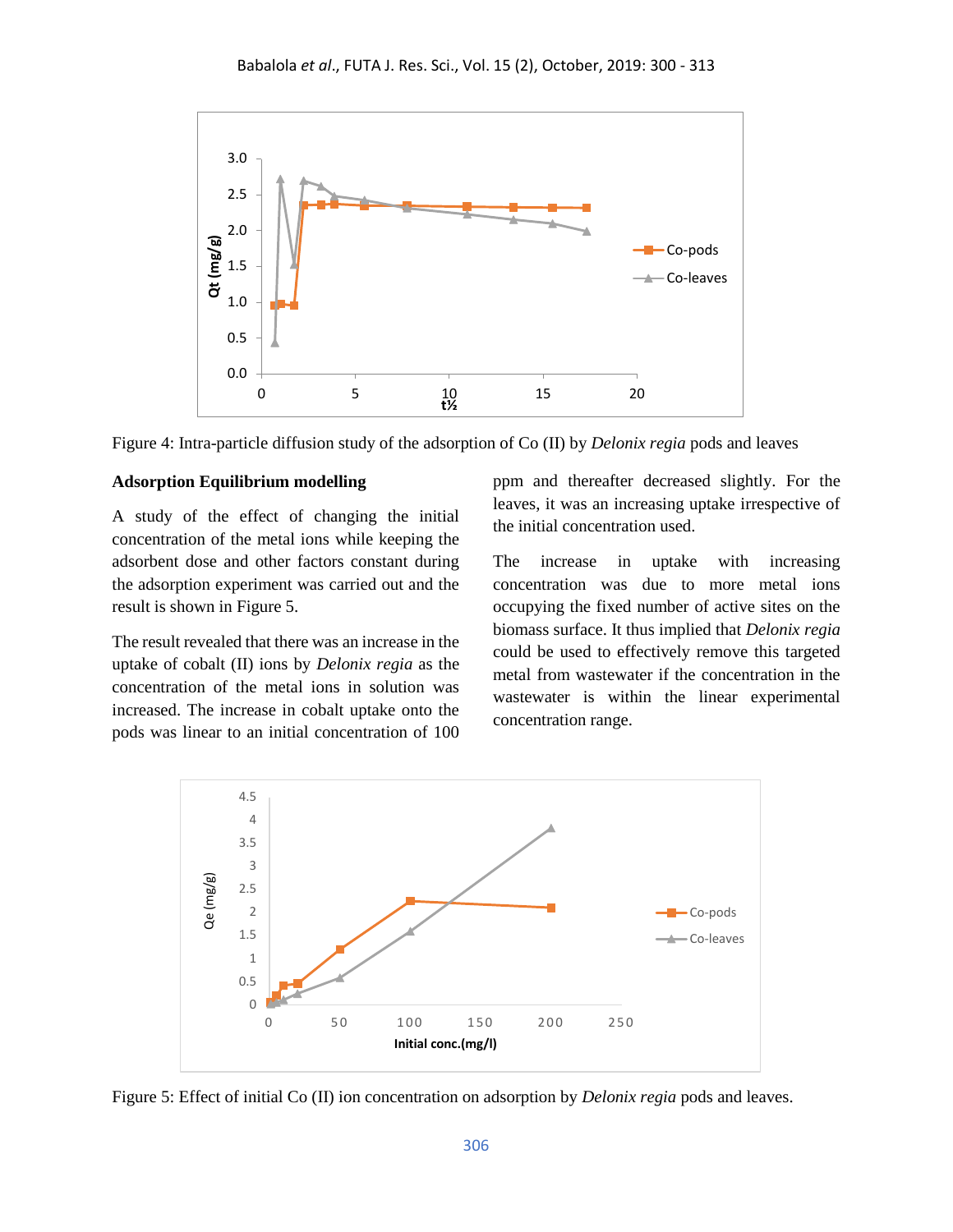Figure 4: Intra-particle diffusion study of the adsorption of Co (II) by *Delonix regia* pods and leaves

**Adsorption Equilibrium modelling**

A study of the effect of changing the initial concentration of the metal ions while keeping the adsorbent dose and other factors constant during the adsorption experiment was carried out and the result is shown in Figure 5.

The result revealed that there was an increase in the uptake of cobalt (II) ions by *Delonix regia* as the concentration of the metal ions in solution was increased. The increase in cobalt uptake onto the pods was linear to an initial concentration of 100 ppm and thereafter decreased slightly. For the leaves, it was an increasing uptake irrespective of the initial concentration used.

The increase in uptake with increasing concentration was due to more metal ions occupying the fixed number of active sites on the biomass surface. It thus implied that *Delonix regia* could be used to effectively remove this targeted metal from wastewater if the concentration in the wastewater is within the linear experimental concentration range.

Figure 5: Effect of initial Co (II) ion concentration on adsorption by *Delonix regia* pods and leaves.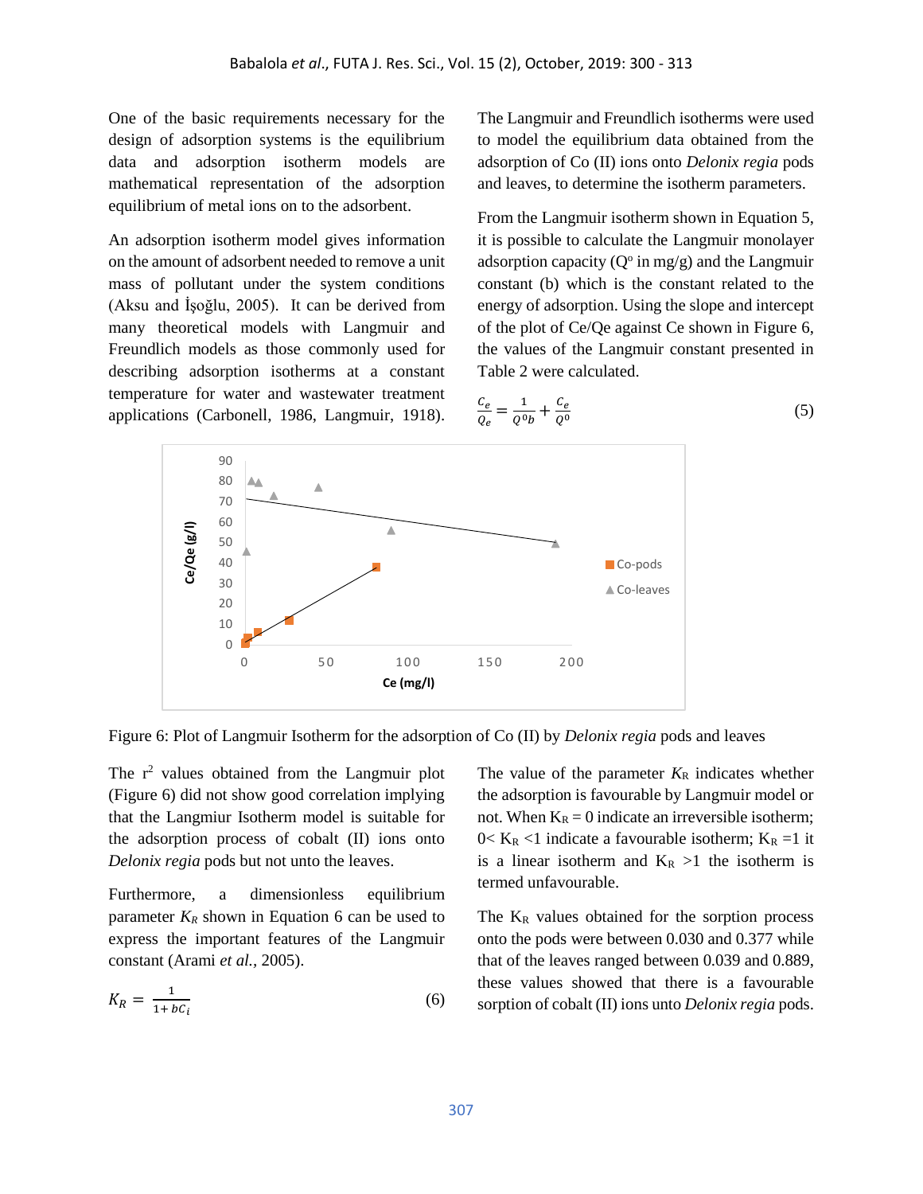One of the basic requirements necessary for the design of adsorption systems is the equilibrium data and adsorption isotherm models are mathematical representation of the adsorption equilibrium of metal ions on to the adsorbent.

An adsorption isotherm model gives information on the amount of adsorbent needed to remove a unit mass of pollutant under the system conditions (Aksu and İşoğlu, 2005). It can be derived from many theoretical models with Langmuir and Freundlich models as those commonly used for describing adsorption isotherms at a constant temperature for water and wastewater treatment applications (Carbonell, 1986, Langmuir, 1918).

The Langmuir and Freundlich isotherms were used to model the equilibrium data obtained from the adsorption of Co (II) ions onto *Delonix regia* pods and leaves, to determine the isotherm parameters.

From the Langmuir isotherm shown in Equation 5, it is possible to calculate the Langmuir monolayer adsorption capacity ($Q^o$ in mg/g) and the Langmuir constant (b) which is the constant related to the energy of adsorption. Using the slope and intercept of the plot of Ce/Qe against Ce shown in Figure 6, the values of the Langmuir constant presented in Table 2 were calculated.

$$\frac{C_e}{Q_e} = \frac{1}{Q^0 b} + \frac{C_e}{Q^0} \tag{5}$$

Figure 6: Plot of Langmuir Isotherm for the adsorption of Co (II) by *Delonix regia* pods and leaves

The $r^2$ values obtained from the Langmuir plot (Figure 6) did not show good correlation implying that the Langmiur Isotherm model is suitable for the adsorption process of cobalt (II) ions onto *Delonix regia* pods but not unto the leaves.

Furthermore, a dimensionless equilibrium parameter $K_R$ shown in Equation 6 can be used to express the important features of the Langmuir constant (Arami *et al.*, 2005).

$$K_R = \frac{1}{1 + bC_i} \tag{6}$$

The value of the parameter $K_R$ indicates whether the adsorption is favourable by Langmuir model or not. When $K_R = 0$ indicate an irreversible isotherm; $0 < K_R < 1$ indicate a favourable isotherm; $K_R = 1$ it is a linear isotherm and $K_R > 1$ the isotherm is termed unfavourable.

The $K_R$ values obtained for the sorption process onto the pods were between 0.030 and 0.377 while that of the leaves ranged between 0.039 and 0.889, these values showed that there is a favourable sorption of cobalt (II) ions unto *Delonix regia* pods.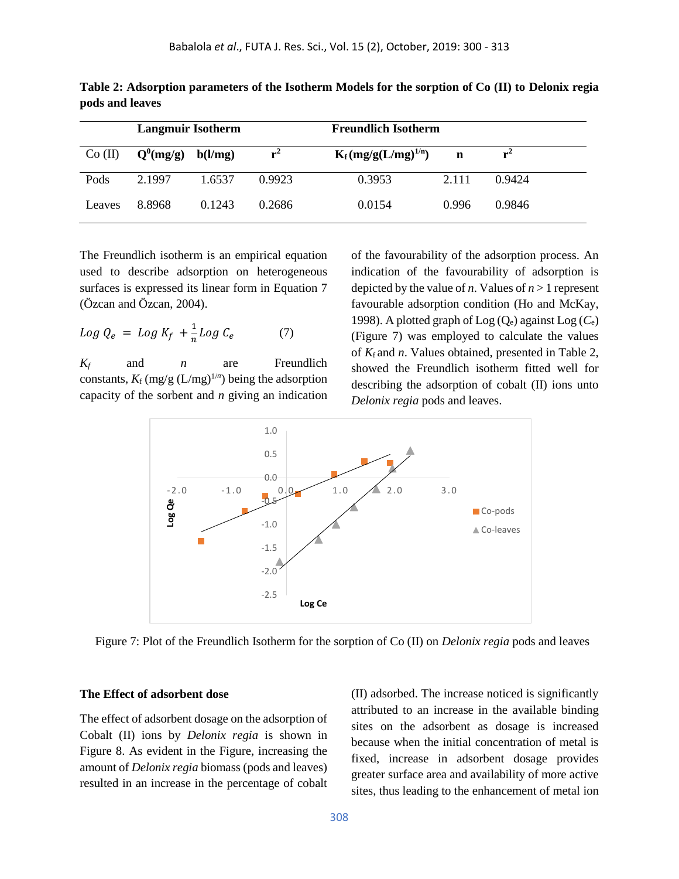**Table 2: Adsorption parameters of the Isotherm Models for the sorption of Co (II) to Delonix regia pods and leaves**

| | Langmuir Isotherm | | | Freundlich Isotherm | | |
|---|---|---|---|---|---|---|
| Co (II) | $Q^0$(mg/g) | b(l/mg) | $r^2$ | $K_f$ (mg/g(L/mg)$^{1/n}$) | n | $r^2$ |
| Pods | 2.1997 | 1.6537 | 0.9923 | 0.3953 | 2.111 | 0.9424 |
| Leaves | 8.8968 | 0.1243 | 0.2686 | 0.0154 | 0.996 | 0.9846 |

The Freundlich isotherm is an empirical equation used to describe adsorption on heterogeneous surfaces is expressed its linear form in Equation 7 (Özcan and Özcan, 2004).

$$Log\ Q_e \ = \ Log\ K_f \ + \frac{1}{n} Log\ C_e \qquad (7)$$

$K_f$ and $n$ are Freundlich constants, $K_f$ (mg/g (L/mg)$^{1/n}$) being the adsorption capacity of the sorbent and $n$ giving an indication of the favourability of the adsorption process. An indication of the favourability of adsorption is depicted by the value of $n$. Values of $n > 1$ represent favourable adsorption condition (Ho and McKay, 1998). A plotted graph of Log ($Q_e$) against Log ($C_e$) (Figure 7) was employed to calculate the values of $K_f$ and $n$. Values obtained, presented in Table 2, showed the Freundlich isotherm fitted well for describing the adsorption of cobalt (II) ions unto *Delonix regia* pods and leaves.

Figure 7: Plot of the Freundlich Isotherm for the sorption of Co (II) on *Delonix regia* pods and leaves

### The Effect of adsorbent dose

The effect of adsorbent dosage on the adsorption of Cobalt (II) ions by *Delonix regia* is shown in Figure 8. As evident in the Figure, increasing the amount of *Delonix regia* biomass (pods and leaves) resulted in an increase in the percentage of cobalt (II) adsorbed. The increase noticed is significantly attributed to an increase in the available binding sites on the adsorbent as dosage is increased because when the initial concentration of metal is fixed, increase in adsorbent dosage provides greater surface area and availability of more active sites, thus leading to the enhancement of metal ion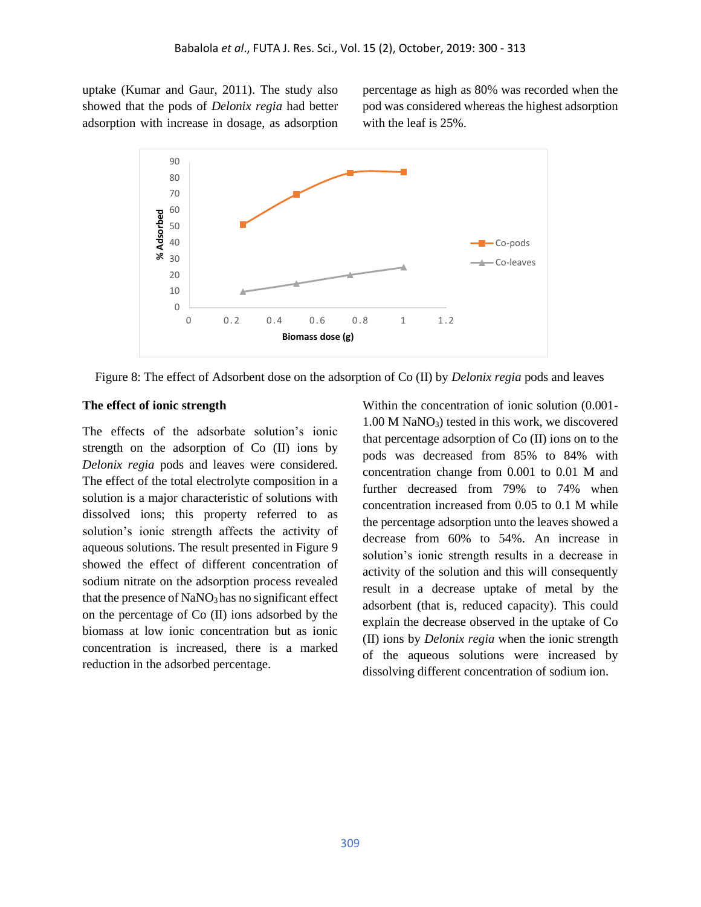uptake (Kumar and Gaur, 2011). The study also showed that the pods of *Delonix regia* had better adsorption with increase in dosage, as adsorption percentage as high as 80% was recorded when the pod was considered whereas the highest adsorption with the leaf is 25%.

Figure 8: The effect of Adsorbent dose on the adsorption of Co (II) by *Delonix regia* pods and leaves

**The effect of ionic strength**

The effects of the adsorbate solution's ionic strength on the adsorption of Co (II) ions by *Delonix regia* pods and leaves were considered. The effect of the total electrolyte composition in a solution is a major characteristic of solutions with dissolved ions; this property referred to as solution's ionic strength affects the activity of aqueous solutions. The result presented in Figure 9 showed the effect of different concentration of sodium nitrate on the adsorption process revealed that the presence of $NaNO_3$ has no significant effect on the percentage of Co (II) ions adsorbed by the biomass at low ionic concentration but as ionic concentration is increased, there is a marked reduction in the adsorbed percentage.

Within the concentration of ionic solution (0.001-1.00 M $NaNO_3$) tested in this work, we discovered that percentage adsorption of Co (II) ions on to the pods was decreased from 85% to 84% with concentration change from 0.001 to 0.01 M and further decreased from 79% to 74% when concentration increased from 0.05 to 0.1 M while the percentage adsorption unto the leaves showed a decrease from 60% to 54%. An increase in solution's ionic strength results in a decrease in activity of the solution and this will consequently result in a decrease uptake of metal by the adsorbent (that is, reduced capacity). This could explain the decrease observed in the uptake of Co (II) ions by *Delonix regia* when the ionic strength of the aqueous solutions were increased by dissolving different concentration of sodium ion.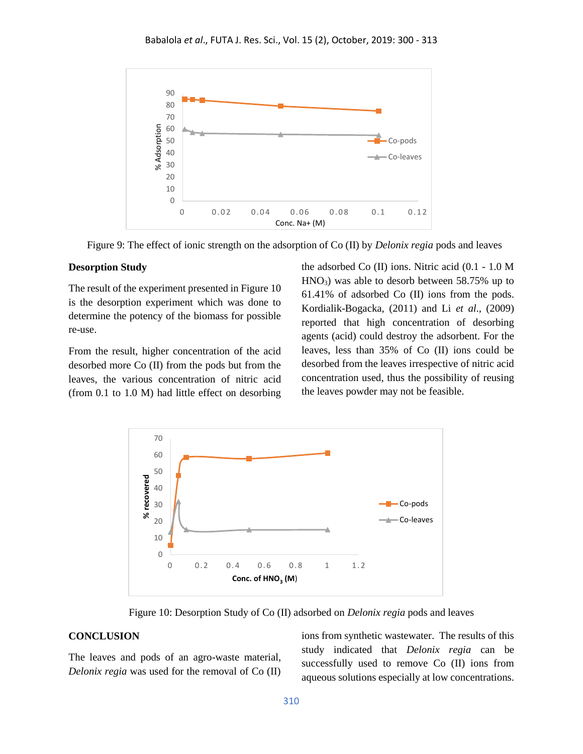Figure 9: The effect of ionic strength on the adsorption of Co (II) by *Delonix regia* pods and leaves

**Desorption Study**

The result of the experiment presented in Figure 10 is the desorption experiment which was done to determine the potency of the biomass for possible re-use.

From the result, higher concentration of the acid desorbed more Co (II) from the pods but from the leaves, the various concentration of nitric acid (from 0.1 to 1.0 M) had little effect on desorbing the adsorbed Co (II) ions. Nitric acid (0.1 - 1.0 M $HNO_3$) was able to desorb between 58.75% up to 61.41% of adsorbed Co (II) ions from the pods. Kordialik-Bogacka, (2011) and Li *et al*., (2009) reported that high concentration of desorbing agents (acid) could destroy the adsorbent. For the leaves, less than 35% of Co (II) ions could be desorbed from the leaves irrespective of nitric acid concentration used, thus the possibility of reusing the leaves powder may not be feasible.

Figure 10: Desorption Study of Co (II) adsorbed on *Delonix regia* pods and leaves

**CONCLUSION**

The leaves and pods of an agro-waste material, *Delonix regia* was used for the removal of Co (II) ions from synthetic wastewater. The results of this study indicated that *Delonix regia* can be successfully used to remove Co (II) ions from aqueous solutions especially at low concentrations.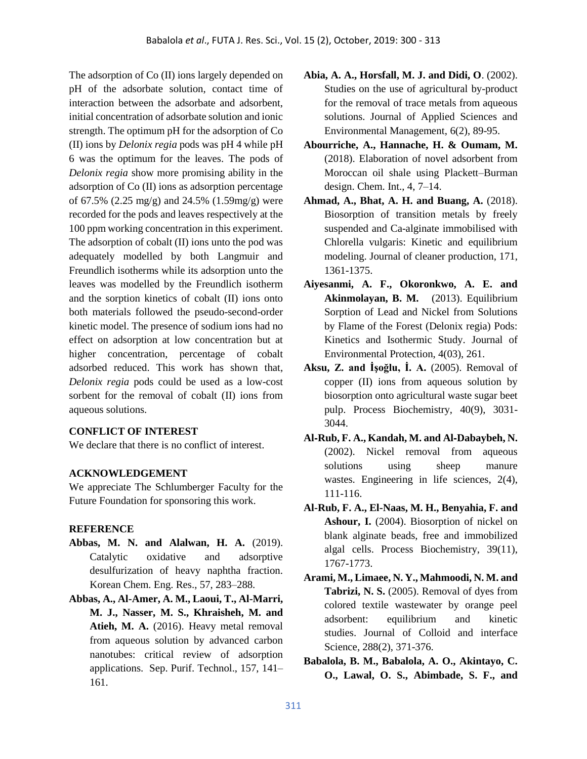The adsorption of Co (II) ions largely depended on pH of the adsorbate solution, contact time of interaction between the adsorbate and adsorbent, initial concentration of adsorbate solution and ionic strength. The optimum pH for the adsorption of Co (II) ions by *Delonix regia* pods was pH 4 while pH 6 was the optimum for the leaves. The pods of *Delonix regia* show more promising ability in the adsorption of Co (II) ions as adsorption percentage of 67.5% (2.25 mg/g) and 24.5% (1.59mg/g) were recorded for the pods and leaves respectively at the 100 ppm working concentration in this experiment. The adsorption of cobalt (II) ions unto the pod was adequately modelled by both Langmuir and Freundlich isotherms while its adsorption unto the leaves was modelled by the Freundlich isotherm and the sorption kinetics of cobalt (II) ions onto both materials followed the pseudo-second-order kinetic model. The presence of sodium ions had no effect on adsorption at low concentration but at higher concentration, percentage of cobalt adsorbed reduced. This work has shown that, *Delonix regia* pods could be used as a low-cost sorbent for the removal of cobalt (II) ions from aqueous solutions.

## CONFLICT OF INTEREST

We declare that there is no conflict of interest.

## ACKNOWLEDGEMENT

We appreciate The Schlumberger Faculty for the Future Foundation for sponsoring this work.

## REFERENCE

**Abbas, M. N. and Alalwan, H. A.** (2019). Catalytic oxidative and adsorptive desulfurization of heavy naphtha fraction. Korean Chem. Eng. Res., 57, 283–288.

**Abbas, A., Al-Amer, A. M., Laoui, T., Al-Marri, M. J., Nasser, M. S., Khraisheh, M. and Atieh, M. A.** (2016). Heavy metal removal from aqueous solution by advanced carbon nanotubes: critical review of adsorption applications. Sep. Purif. Technol., 157, 141–161.

**Abia, A. A., Horsfall, M. J. and Didi, O**. (2002). Studies on the use of agricultural by-product for the removal of trace metals from aqueous solutions. Journal of Applied Sciences and Environmental Management, 6(2), 89-95.

**Abourriche, A., Hannache, H. & Oumam, M.** (2018). Elaboration of novel adsorbent from Moroccan oil shale using Plackett–Burman design. Chem. Int., 4, 7–14.

**Ahmad, A., Bhat, A. H. and Buang, A.** (2018). Biosorption of transition metals by freely suspended and Ca-alginate immobilised with Chlorella vulgaris: Kinetic and equilibrium modeling. Journal of cleaner production, 171, 1361-1375.

**Aiyesanmi, A. F., Okoronkwo, A. E. and Akinmolayan, B. M.** (2013). Equilibrium Sorption of Lead and Nickel from Solutions by Flame of the Forest (Delonix regia) Pods: Kinetics and Isothermic Study. Journal of Environmental Protection, 4(03), 261.

**Aksu, Z. and İşoğlu, İ. A.** (2005). Removal of copper (II) ions from aqueous solution by biosorption onto agricultural waste sugar beet pulp. Process Biochemistry, 40(9), 3031-3044.

**Al-Rub, F. A., Kandah, M. and Al-Dabaybeh, N.** (2002). Nickel removal from aqueous solutions using sheep manure wastes. Engineering in life sciences, 2(4), 111-116.

**Al-Rub, F. A., El-Naas, M. H., Benyahia, F. and Ashour, I.** (2004). Biosorption of nickel on blank alginate beads, free and immobilized algal cells. Process Biochemistry, 39(11), 1767-1773.

**Arami, M., Limaee, N. Y., Mahmoodi, N. M. and Tabrizi, N. S.** (2005). Removal of dyes from colored textile wastewater by orange peel adsorbent: equilibrium and kinetic studies. Journal of Colloid and interface Science, 288(2), 371-376.

**Babalola, B. M., Babalola, A. O., Akintayo, C. O., Lawal, O. S., Abimbade, S. F., and**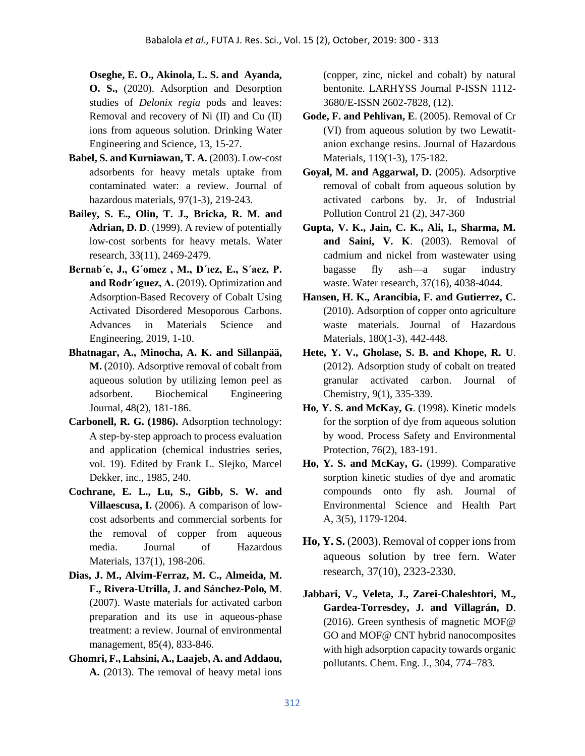**Oseghe, E. O., Akinola, L. S. and Ayanda, O. S.,** (2020). Adsorption and Desorption studies of *Delonix regia* pods and leaves: Removal and recovery of Ni (II) and Cu (II) ions from aqueous solution. Drinking Water Engineering and Science, 13, 15-27.

**Babel, S. and Kurniawan, T. A.** (2003). Low-cost adsorbents for heavy metals uptake from contaminated water: a review. Journal of hazardous materials, 97(1-3), 219-243.

**Bailey, S. E., Olin, T. J., Bricka, R. M. and Adrian, D. D**. (1999). A review of potentially low-cost sorbents for heavy metals. Water research, 33(11), 2469-2479.

**Bernab´e, J., G´omez , M., D´ıez, E., S´aez, P. and Rodr´ıguez, A.** (2019)**.** Optimization and Adsorption-Based Recovery of Cobalt Using Activated Disordered Mesoporous Carbons. Advances in Materials Science and Engineering, 2019, 1-10.

**Bhatnagar, A., Minocha, A. K. and Sillanpää, M.** (2010). Adsorptive removal of cobalt from aqueous solution by utilizing lemon peel as adsorbent. Biochemical Engineering Journal, 48(2), 181-186.

**Carbonell, R. G. (1986).** Adsorption technology: A step‐by‐step approach to process evaluation and application (chemical industries series, vol. 19). Edited by Frank L. Slejko, Marcel Dekker, inc., 1985, 240.

**Cochrane, E. L., Lu, S., Gibb, S. W. and Villaescusa, I.** (2006). A comparison of low-cost adsorbents and commercial sorbents for the removal of copper from aqueous media. Journal of Hazardous Materials, 137(1), 198-206.

**Dias, J. M., Alvim-Ferraz, M. C., Almeida, M. F., Rivera-Utrilla, J. and Sánchez-Polo, M**. (2007). Waste materials for activated carbon preparation and its use in aqueous-phase treatment: a review. Journal of environmental management, 85(4), 833-846.

**Ghomri, F., Lahsini, A., Laajeb, A. and Addaou, A.** (2013). The removal of heavy metal ions (copper, zinc, nickel and cobalt) by natural bentonite. LARHYSS Journal P-ISSN 1112-3680/E-ISSN 2602-7828, (12).

**Gode, F. and Pehlivan, E**. (2005). Removal of Cr (VI) from aqueous solution by two Lewatit-anion exchange resins. Journal of Hazardous Materials, 119(1-3), 175-182.

**Goyal, M. and Aggarwal, D.** (2005). Adsorptive removal of cobalt from aqueous solution by activated carbons by. Jr. of Industrial Pollution Control 21 (2), 347-360

**Gupta, V. K., Jain, C. K., Ali, I., Sharma, M. and Saini, V. K**. (2003). Removal of cadmium and nickel from wastewater using bagasse fly ash—a sugar industry waste. Water research, 37(16), 4038-4044.

**Hansen, H. K., Arancibia, F. and Gutierrez, C.** (2010). Adsorption of copper onto agriculture waste materials. Journal of Hazardous Materials, 180(1-3), 442-448.

**Hete, Y. V., Gholase, S. B. and Khope, R. U**. (2012). Adsorption study of cobalt on treated granular activated carbon. Journal of Chemistry, 9(1), 335-339.

**Ho, Y. S. and McKay, G**. (1998). Kinetic models for the sorption of dye from aqueous solution by wood. Process Safety and Environmental Protection, 76(2), 183-191.

**Ho, Y. S. and McKay, G.** (1999). Comparative sorption kinetic studies of dye and aromatic compounds onto fly ash. Journal of Environmental Science and Health Part A, 3(5), 1179-1204.

**Ho, Y. S.** (2003). Removal of copper ions from aqueous solution by tree fern. Water research, 37(10), 2323-2330.

**Jabbari, V., Veleta, J., Zarei-Chaleshtori, M., Gardea-Torresdey, J. and Villagrán, D**. (2016). Green synthesis of magnetic MOF@ GO and MOF@ CNT hybrid nanocomposites with high adsorption capacity towards organic pollutants. Chem. Eng. J., 304, 774–783.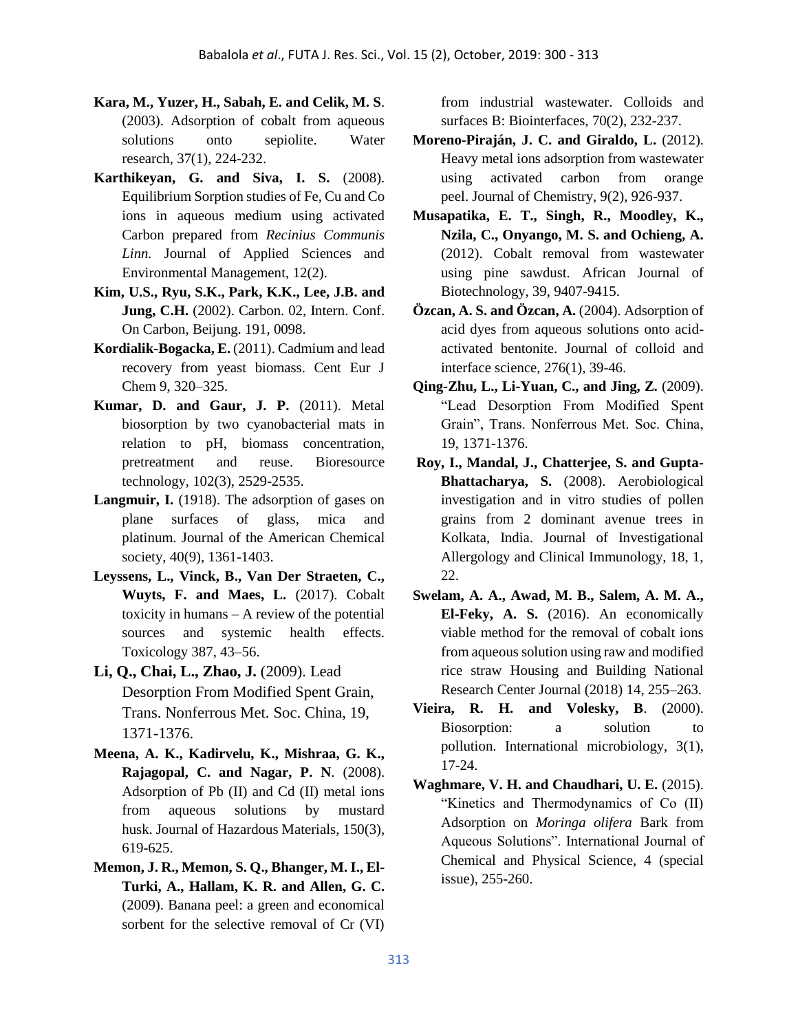**Kara, M., Yuzer, H., Sabah, E. and Celik, M. S**. (2003). Adsorption of cobalt from aqueous solutions onto sepiolite. Water research, 37(1), 224-232.

**Karthikeyan, G. and Siva, I. S.** (2008). Equilibrium Sorption studies of Fe, Cu and Co ions in aqueous medium using activated Carbon prepared from *Recinius Communis Linn.* Journal of Applied Sciences and Environmental Management, 12(2).

**Kim, U.S., Ryu, S.K., Park, K.K., Lee, J.B. and Jung, C.H.** (2002). Carbon. 02, Intern. Conf. On Carbon, Beijung. 191, 0098.

**Kordialik-Bogacka, E.** (2011). Cadmium and lead recovery from yeast biomass. Cent Eur J Chem 9, 320–325.

**Kumar, D. and Gaur, J. P.** (2011). Metal biosorption by two cyanobacterial mats in relation to pH, biomass concentration, pretreatment and reuse. Bioresource technology, 102(3), 2529-2535.

**Langmuir, I.** (1918). The adsorption of gases on plane surfaces of glass, mica and platinum. Journal of the American Chemical society, 40(9), 1361-1403.

**Leyssens, L., Vinck, B., Van Der Straeten, C., Wuyts, F. and Maes, L.** (2017). Cobalt toxicity in humans – A review of the potential sources and systemic health effects. Toxicology 387, 43–56.

**Li, Q., Chai, L., Zhao, J.** (2009). Lead Desorption From Modified Spent Grain, Trans. Nonferrous Met. Soc. China, 19, 1371-1376.

**Meena, A. K., Kadirvelu, K., Mishraa, G. K., Rajagopal, C. and Nagar, P. N**. (2008). Adsorption of Pb (II) and Cd (II) metal ions from aqueous solutions by mustard husk. Journal of Hazardous Materials, 150(3), 619-625.

**Memon, J. R., Memon, S. Q., Bhanger, M. I., El-Turki, A., Hallam, K. R. and Allen, G. C.** (2009). Banana peel: a green and economical sorbent for the selective removal of Cr (VI) from industrial wastewater. Colloids and surfaces B: Biointerfaces, 70(2), 232-237.

**Moreno-Piraján, J. C. and Giraldo, L.** (2012). Heavy metal ions adsorption from wastewater using activated carbon from orange peel. Journal of Chemistry, 9(2), 926-937.

**Musapatika, E. T., Singh, R., Moodley, K., Nzila, C., Onyango, M. S. and Ochieng, A.** (2012). Cobalt removal from wastewater using pine sawdust. African Journal of Biotechnology, 39, 9407-9415.

**Özcan, A. S. and Özcan, A.** (2004). Adsorption of acid dyes from aqueous solutions onto acid-activated bentonite. Journal of colloid and interface science, 276(1), 39-46.

**Qing-Zhu, L., Li-Yuan, C., and Jing, Z.** (2009). "Lead Desorption From Modified Spent Grain", Trans. Nonferrous Met. Soc. China, 19, 1371-1376.

**Roy, I., Mandal, J., Chatterjee, S. and Gupta-Bhattacharya, S.** (2008). Aerobiological investigation and in vitro studies of pollen grains from 2 dominant avenue trees in Kolkata, India. Journal of Investigational Allergology and Clinical Immunology, 18, 1, 22.

**Swelam, A. A., Awad, M. B., Salem, A. M. A., El-Feky, A. S.** (2016). An economically viable method for the removal of cobalt ions from aqueous solution using raw and modified rice straw Housing and Building National Research Center Journal (2018) 14, 255–263.

**Vieira, R. H. and Volesky, B**. (2000). Biosorption: a solution to pollution. International microbiology, 3(1), 17-24.

**Waghmare, V. H. and Chaudhari, U. E.** (2015). "Kinetics and Thermodynamics of Co (II) Adsorption on *Moringa olifera* Bark from Aqueous Solutions". International Journal of Chemical and Physical Science, 4 (special issue), 255-260.